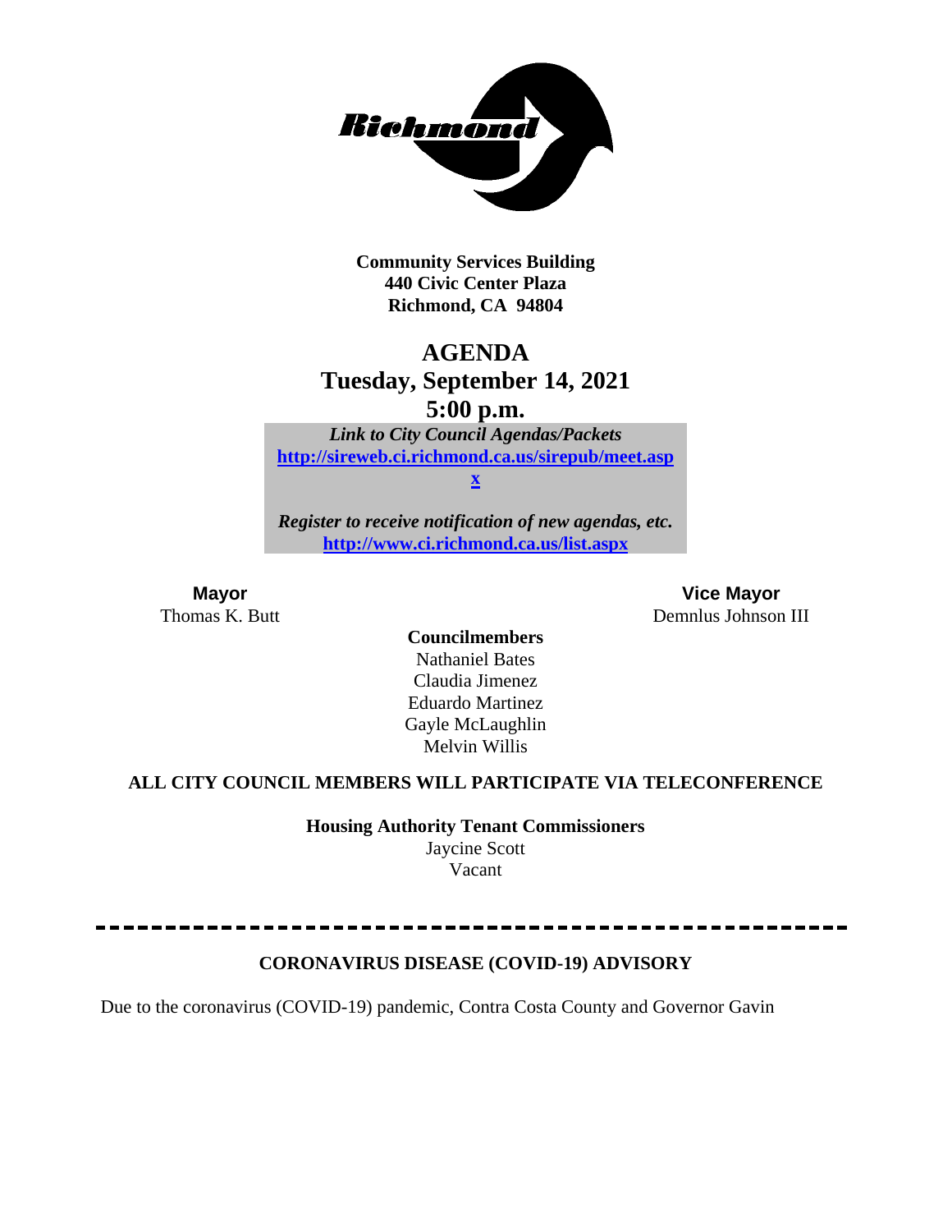**Community Services Building**
**440 Civic Center Plaza**
**Richmond, CA 94804**

# AGENDA
## Tuesday, September 14, 2021
## 5:00 p.m.

***Link to City Council Agendas/Packets***
**http://sireweb.ci.richmond.ca.us/sirepub/meet.aspx**

***Register to receive notification of new agendas, etc.***
**http://www.ci.richmond.ca.us/list.aspx**

**Mayor**
Thomas K. Butt

**Vice Mayor**
Demnlus Johnson III

**Councilmembers**
Nathaniel Bates
Claudia Jimenez
Eduardo Martinez
Gayle McLaughlin
Melvin Willis

**ALL CITY COUNCIL MEMBERS WILL PARTICIPATE VIA TELECONFERENCE**

**Housing Authority Tenant Commissioners**
Jaycine Scott
Vacant

---

**CORONAVIRUS DISEASE (COVID-19) ADVISORY**

Due to the coronavirus (COVID-19) pandemic, Contra Costa County and Governor Gavin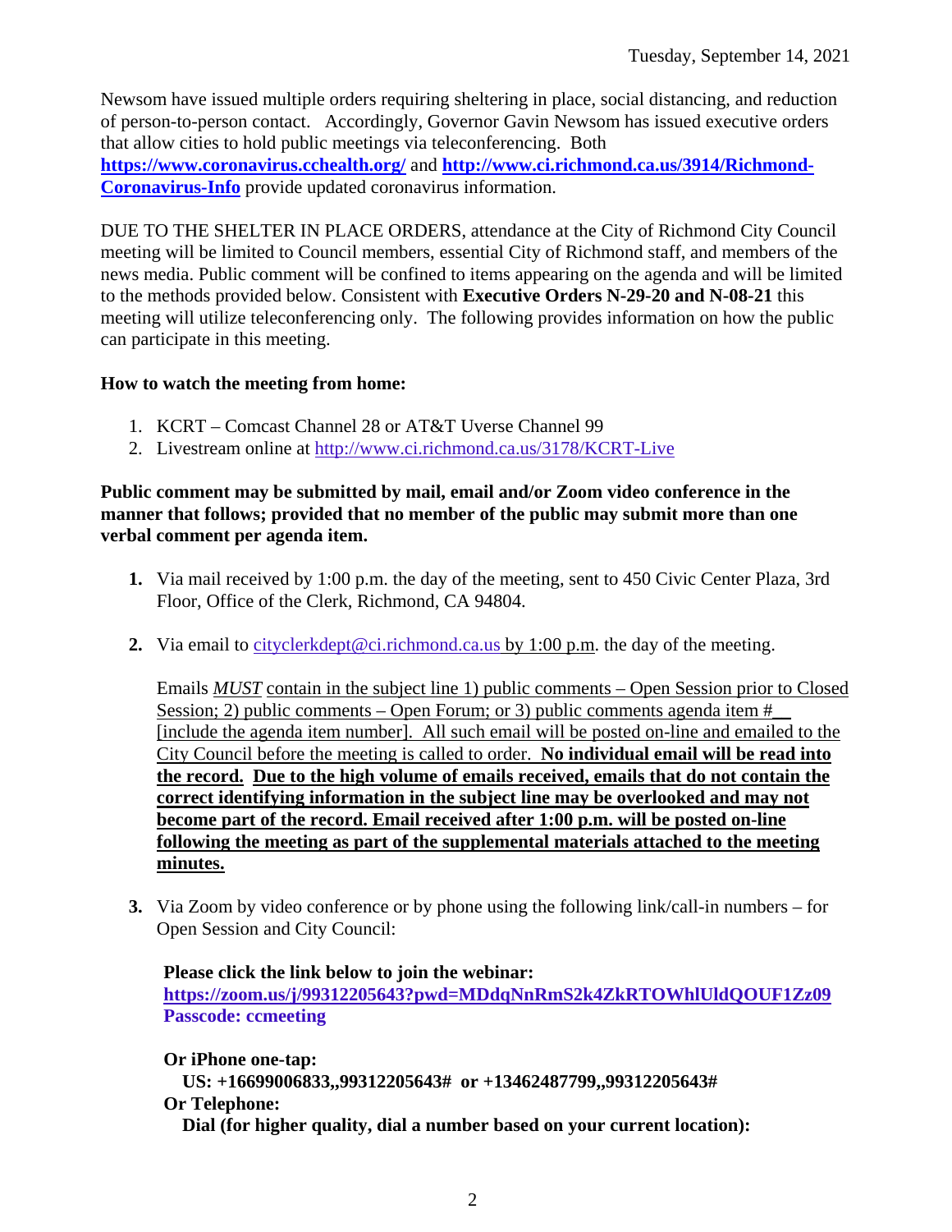Newsom have issued multiple orders requiring sheltering in place, social distancing, and reduction of person-to-person contact. Accordingly, Governor Gavin Newsom has issued executive orders that allow cities to hold public meetings via teleconferencing. Both **https://www.coronavirus.cchealth.org/** and **http://www.ci.richmond.ca.us/3914/Richmond-Coronavirus-Info** provide updated coronavirus information.

DUE TO THE SHELTER IN PLACE ORDERS, attendance at the City of Richmond City Council meeting will be limited to Council members, essential City of Richmond staff, and members of the news media. Public comment will be confined to items appearing on the agenda and will be limited to the methods provided below. Consistent with **Executive Orders N-29-20 and N-08-21** this meeting will utilize teleconferencing only. The following provides information on how the public can participate in this meeting.

**How to watch the meeting from home:**

1. KCRT – Comcast Channel 28 or AT&T Uverse Channel 99
2. Livestream online at http://www.ci.richmond.ca.us/3178/KCRT-Live

**Public comment may be submitted by mail, email and/or Zoom video conference in the manner that follows; provided that no member of the public may submit more than one verbal comment per agenda item.**

1. Via mail received by 1:00 p.m. the day of the meeting, sent to 450 Civic Center Plaza, 3rd Floor, Office of the Clerk, Richmond, CA 94804.

2. Via email to cityclerkdept@ci.richmond.ca.us by 1:00 p.m. the day of the meeting.

   Emails ***MUST*** contain in the subject line 1) public comments – Open Session prior to Closed Session; 2) public comments – Open Forum; or 3) public comments agenda item #__ [include the agenda item number]. All such email will be posted on-line and emailed to the City Council before the meeting is called to order. **No individual email will be read into the record. Due to the high volume of emails received, emails that do not contain the correct identifying information in the subject line may be overlooked and may not become part of the record. Email received after 1:00 p.m. will be posted on-line following the meeting as part of the supplemental materials attached to the meeting minutes.**

3. Via Zoom by video conference or by phone using the following link/call-in numbers – for Open Session and City Council:

   **Please click the link below to join the webinar:**
   **https://zoom.us/j/99312205643?pwd=MDdqNnRmS2k4ZkRTOWhlUldQOUF1Zz09**
   **Passcode: ccmeeting**

   **Or iPhone one-tap:**
   **US: +16699006833,,99312205643# or +13462487799,,99312205643#**
   **Or Telephone:**
   **Dial (for higher quality, dial a number based on your current location):**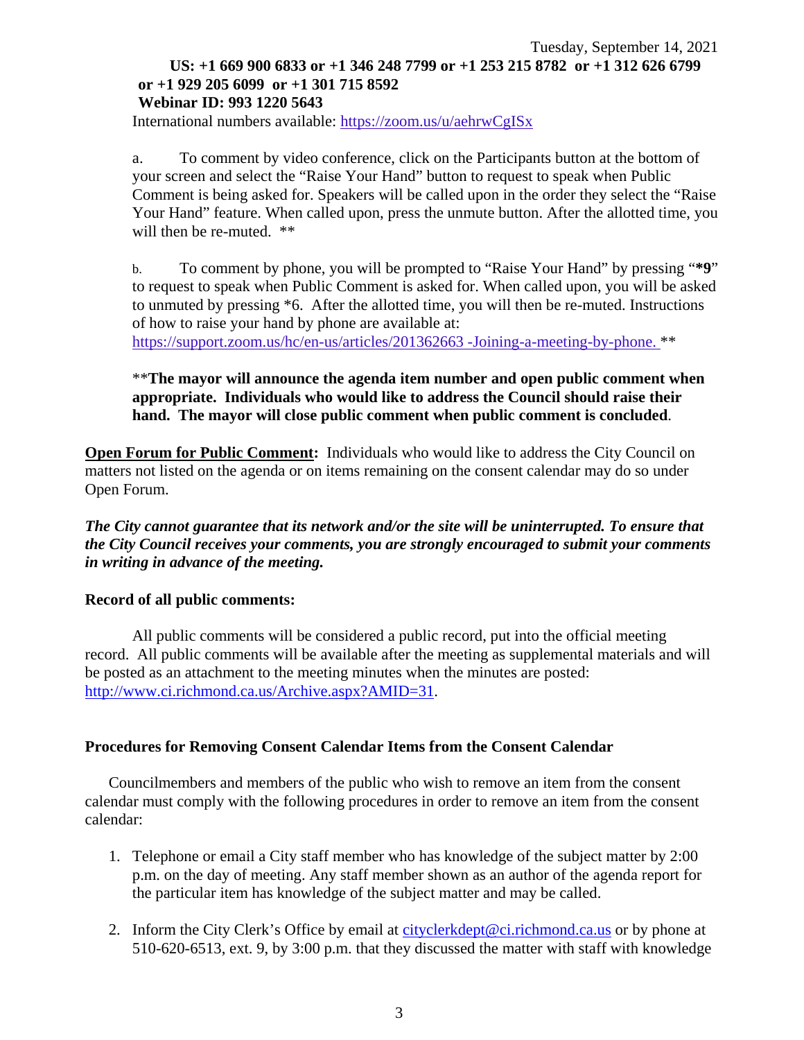Tuesday, September 14, 2021

**US: +1 669 900 6833 or +1 346 248 7799 or +1 253 215 8782 or +1 312 626 6799 or +1 929 205 6099 or +1 301 715 8592**
**Webinar ID: 993 1220 5643**

International numbers available: https://zoom.us/u/aehrwCgISx

a. To comment by video conference, click on the Participants button at the bottom of your screen and select the "Raise Your Hand" button to request to speak when Public Comment is being asked for. Speakers will be called upon in the order they select the "Raise Your Hand" feature. When called upon, press the unmute button. After the allotted time, you will then be re-muted. **

b. To comment by phone, you will be prompted to "Raise Your Hand" by pressing "**\*9**" to request to speak when Public Comment is asked for. When called upon, you will be asked to unmuted by pressing *6. After the allotted time, you will then be re-muted. Instructions of how to raise your hand by phone are available at: https://support.zoom.us/hc/en-us/articles/201362663 -Joining-a-meeting-by-phone. **

**The mayor will announce the agenda item number and open public comment when appropriate. Individuals who would like to address the Council should raise their hand. The mayor will close public comment when public comment is concluded**.

**Open Forum for Public Comment:** Individuals who would like to address the City Council on matters not listed on the agenda or on items remaining on the consent calendar may do so under Open Forum.

***The City cannot guarantee that its network and/or the site will be uninterrupted. To ensure that the City Council receives your comments, you are strongly encouraged to submit your comments in writing in advance of the meeting.***

**Record of all public comments:**

All public comments will be considered a public record, put into the official meeting record. All public comments will be available after the meeting as supplemental materials and will be posted as an attachment to the meeting minutes when the minutes are posted: http://www.ci.richmond.ca.us/Archive.aspx?AMID=31.

**Procedures for Removing Consent Calendar Items from the Consent Calendar**

Councilmembers and members of the public who wish to remove an item from the consent calendar must comply with the following procedures in order to remove an item from the consent calendar:

1. Telephone or email a City staff member who has knowledge of the subject matter by 2:00 p.m. on the day of meeting. Any staff member shown as an author of the agenda report for the particular item has knowledge of the subject matter and may be called.
2. Inform the City Clerk's Office by email at cityclerkdept@ci.richmond.ca.us or by phone at 510-620-6513, ext. 9, by 3:00 p.m. that they discussed the matter with staff with knowledge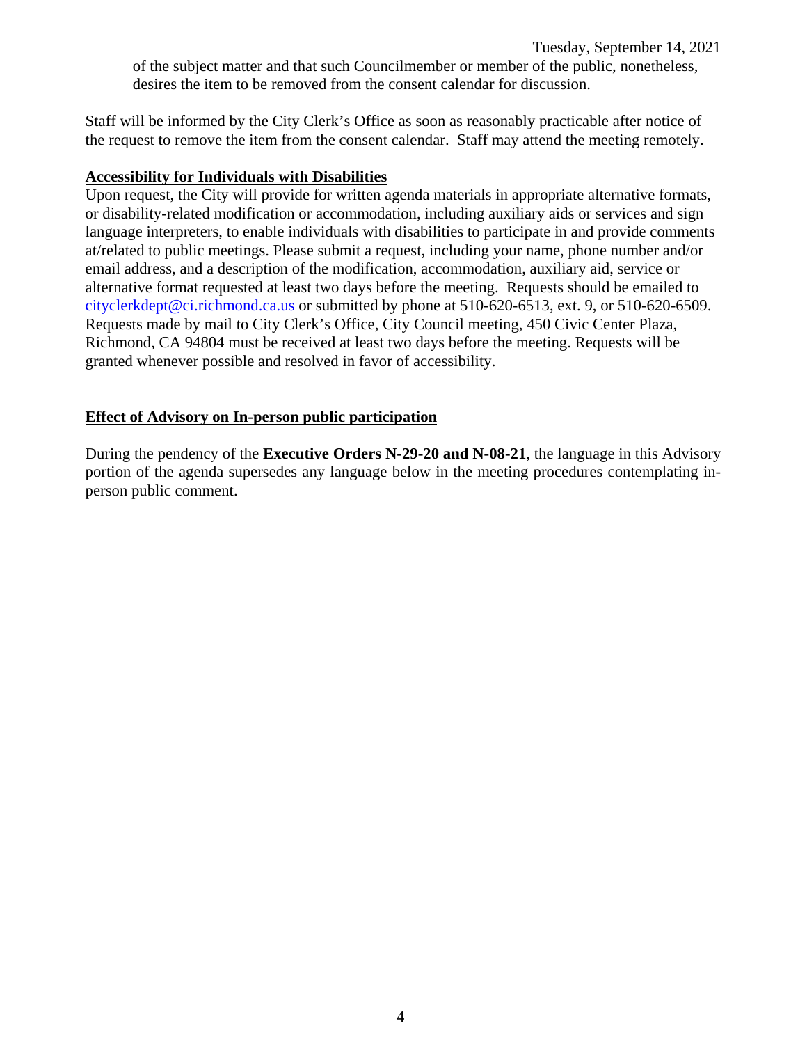of the subject matter and that such Councilmember or member of the public, nonetheless, desires the item to be removed from the consent calendar for discussion.

Staff will be informed by the City Clerk's Office as soon as reasonably practicable after notice of the request to remove the item from the consent calendar. Staff may attend the meeting remotely.

**Accessibility for Individuals with Disabilities**

Upon request, the City will provide for written agenda materials in appropriate alternative formats, or disability-related modification or accommodation, including auxiliary aids or services and sign language interpreters, to enable individuals with disabilities to participate in and provide comments at/related to public meetings. Please submit a request, including your name, phone number and/or email address, and a description of the modification, accommodation, auxiliary aid, service or alternative format requested at least two days before the meeting. Requests should be emailed to cityclerkdept@ci.richmond.ca.us or submitted by phone at 510-620-6513, ext. 9, or 510-620-6509. Requests made by mail to City Clerk's Office, City Council meeting, 450 Civic Center Plaza, Richmond, CA 94804 must be received at least two days before the meeting. Requests will be granted whenever possible and resolved in favor of accessibility.

**Effect of Advisory on In-person public participation**

During the pendency of the **Executive Orders N-29-20 and N-08-21**, the language in this Advisory portion of the agenda supersedes any language below in the meeting procedures contemplating in-person public comment.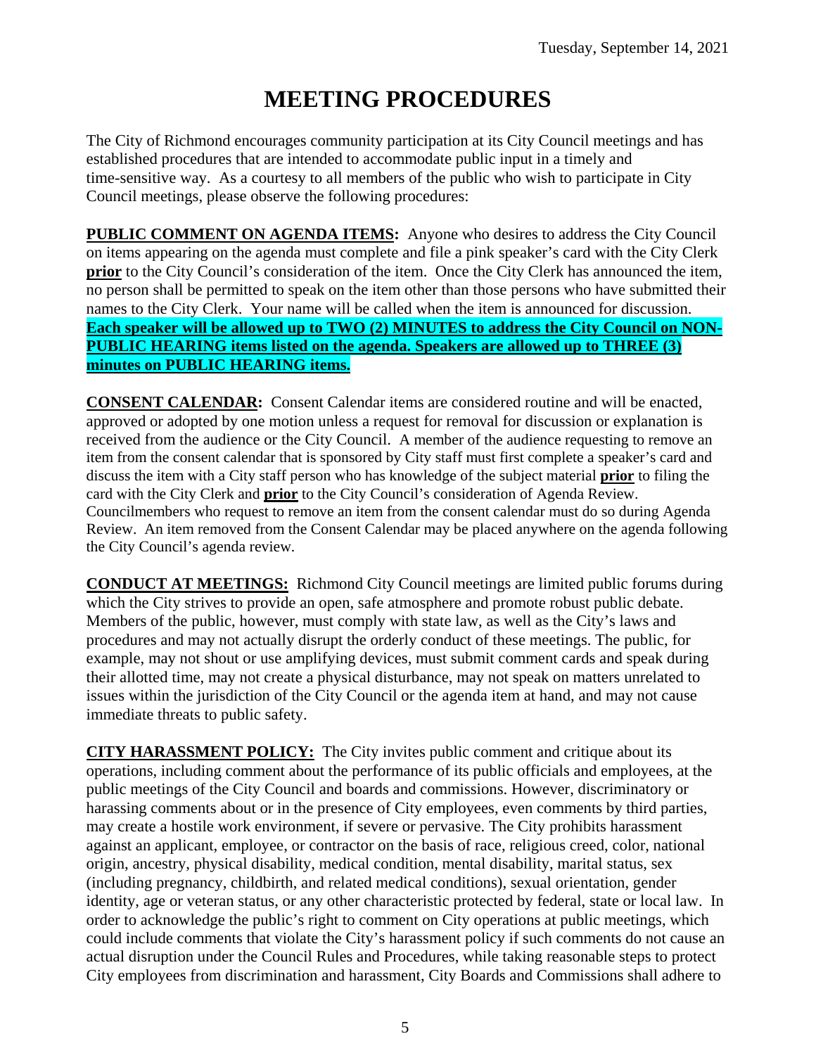Tuesday, September 14, 2021

# MEETING PROCEDURES

The City of Richmond encourages community participation at its City Council meetings and has established procedures that are intended to accommodate public input in a timely and time-sensitive way. As a courtesy to all members of the public who wish to participate in City Council meetings, please observe the following procedures:

**PUBLIC COMMENT ON AGENDA ITEMS:** Anyone who desires to address the City Council on items appearing on the agenda must complete and file a pink speaker's card with the City Clerk **prior** to the City Council's consideration of the item. Once the City Clerk has announced the item, no person shall be permitted to speak on the item other than those persons who have submitted their names to the City Clerk. Your name will be called when the item is announced for discussion. **Each speaker will be allowed up to TWO (2) MINUTES to address the City Council on NON-PUBLIC HEARING items listed on the agenda. Speakers are allowed up to THREE (3) minutes on PUBLIC HEARING items.**

**CONSENT CALENDAR:** Consent Calendar items are considered routine and will be enacted, approved or adopted by one motion unless a request for removal for discussion or explanation is received from the audience or the City Council. A member of the audience requesting to remove an item from the consent calendar that is sponsored by City staff must first complete a speaker's card and discuss the item with a City staff person who has knowledge of the subject material **prior** to filing the card with the City Clerk and **prior** to the City Council's consideration of Agenda Review. Councilmembers who request to remove an item from the consent calendar must do so during Agenda Review. An item removed from the Consent Calendar may be placed anywhere on the agenda following the City Council's agenda review.

**CONDUCT AT MEETINGS:** Richmond City Council meetings are limited public forums during which the City strives to provide an open, safe atmosphere and promote robust public debate. Members of the public, however, must comply with state law, as well as the City's laws and procedures and may not actually disrupt the orderly conduct of these meetings. The public, for example, may not shout or use amplifying devices, must submit comment cards and speak during their allotted time, may not create a physical disturbance, may not speak on matters unrelated to issues within the jurisdiction of the City Council or the agenda item at hand, and may not cause immediate threats to public safety.

**CITY HARASSMENT POLICY:** The City invites public comment and critique about its operations, including comment about the performance of its public officials and employees, at the public meetings of the City Council and boards and commissions. However, discriminatory or harassing comments about or in the presence of City employees, even comments by third parties, may create a hostile work environment, if severe or pervasive. The City prohibits harassment against an applicant, employee, or contractor on the basis of race, religious creed, color, national origin, ancestry, physical disability, medical condition, mental disability, marital status, sex (including pregnancy, childbirth, and related medical conditions), sexual orientation, gender identity, age or veteran status, or any other characteristic protected by federal, state or local law. In order to acknowledge the public's right to comment on City operations at public meetings, which could include comments that violate the City's harassment policy if such comments do not cause an actual disruption under the Council Rules and Procedures, while taking reasonable steps to protect City employees from discrimination and harassment, City Boards and Commissions shall adhere to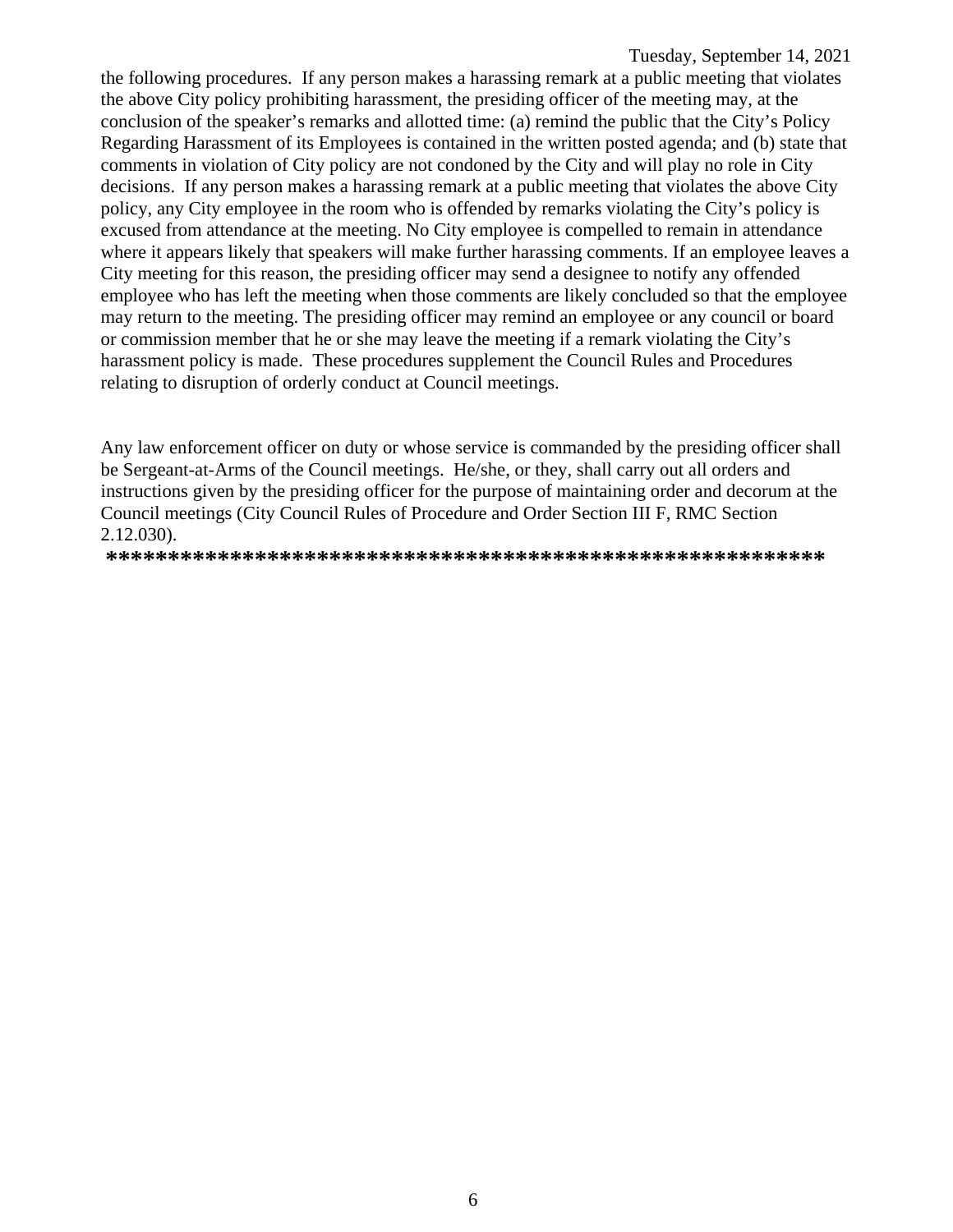the following procedures. If any person makes a harassing remark at a public meeting that violates the above City policy prohibiting harassment, the presiding officer of the meeting may, at the conclusion of the speaker's remarks and allotted time: (a) remind the public that the City's Policy Regarding Harassment of its Employees is contained in the written posted agenda; and (b) state that comments in violation of City policy are not condoned by the City and will play no role in City decisions. If any person makes a harassing remark at a public meeting that violates the above City policy, any City employee in the room who is offended by remarks violating the City's policy is excused from attendance at the meeting. No City employee is compelled to remain in attendance where it appears likely that speakers will make further harassing comments. If an employee leaves a City meeting for this reason, the presiding officer may send a designee to notify any offended employee who has left the meeting when those comments are likely concluded so that the employee may return to the meeting. The presiding officer may remind an employee or any council or board or commission member that he or she may leave the meeting if a remark violating the City's harassment policy is made. These procedures supplement the Council Rules and Procedures relating to disruption of orderly conduct at Council meetings.

Any law enforcement officer on duty or whose service is commanded by the presiding officer shall be Sergeant-at-Arms of the Council meetings. He/she, or they, shall carry out all orders and instructions given by the presiding officer for the purpose of maintaining order and decorum at the Council meetings (City Council Rules of Procedure and Order Section III F, RMC Section 2.12.030).

**********************************************************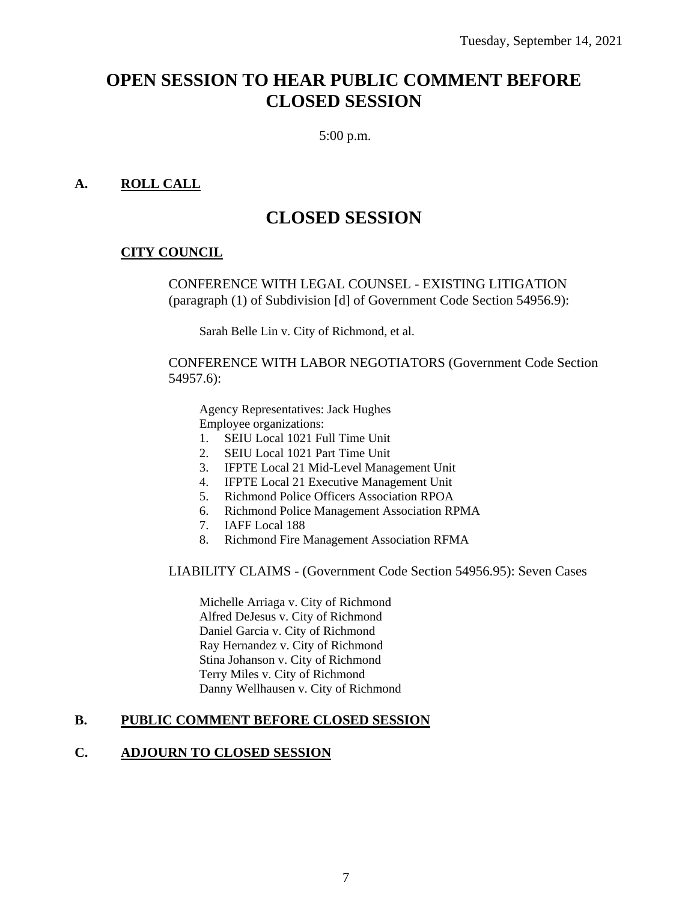Tuesday, September 14, 2021

# OPEN SESSION TO HEAR PUBLIC COMMENT BEFORE CLOSED SESSION

5:00 p.m.

## A. ROLL CALL

# CLOSED SESSION

### CITY COUNCIL

CONFERENCE WITH LEGAL COUNSEL - EXISTING LITIGATION (paragraph (1) of Subdivision [d] of Government Code Section 54956.9):

Sarah Belle Lin v. City of Richmond, et al.

CONFERENCE WITH LABOR NEGOTIATORS (Government Code Section 54957.6):

Agency Representatives: Jack Hughes
Employee organizations:

1. SEIU Local 1021 Full Time Unit
2. SEIU Local 1021 Part Time Unit
3. IFPTE Local 21 Mid-Level Management Unit
4. IFPTE Local 21 Executive Management Unit
5. Richmond Police Officers Association RPOA
6. Richmond Police Management Association RPMA
7. IAFF Local 188
8. Richmond Fire Management Association RFMA

LIABILITY CLAIMS - (Government Code Section 54956.95): Seven Cases

Michelle Arriaga v. City of Richmond
Alfred DeJesus v. City of Richmond
Daniel Garcia v. City of Richmond
Ray Hernandez v. City of Richmond
Stina Johanson v. City of Richmond
Terry Miles v. City of Richmond
Danny Wellhausen v. City of Richmond

## B. PUBLIC COMMENT BEFORE CLOSED SESSION

## C. ADJOURN TO CLOSED SESSION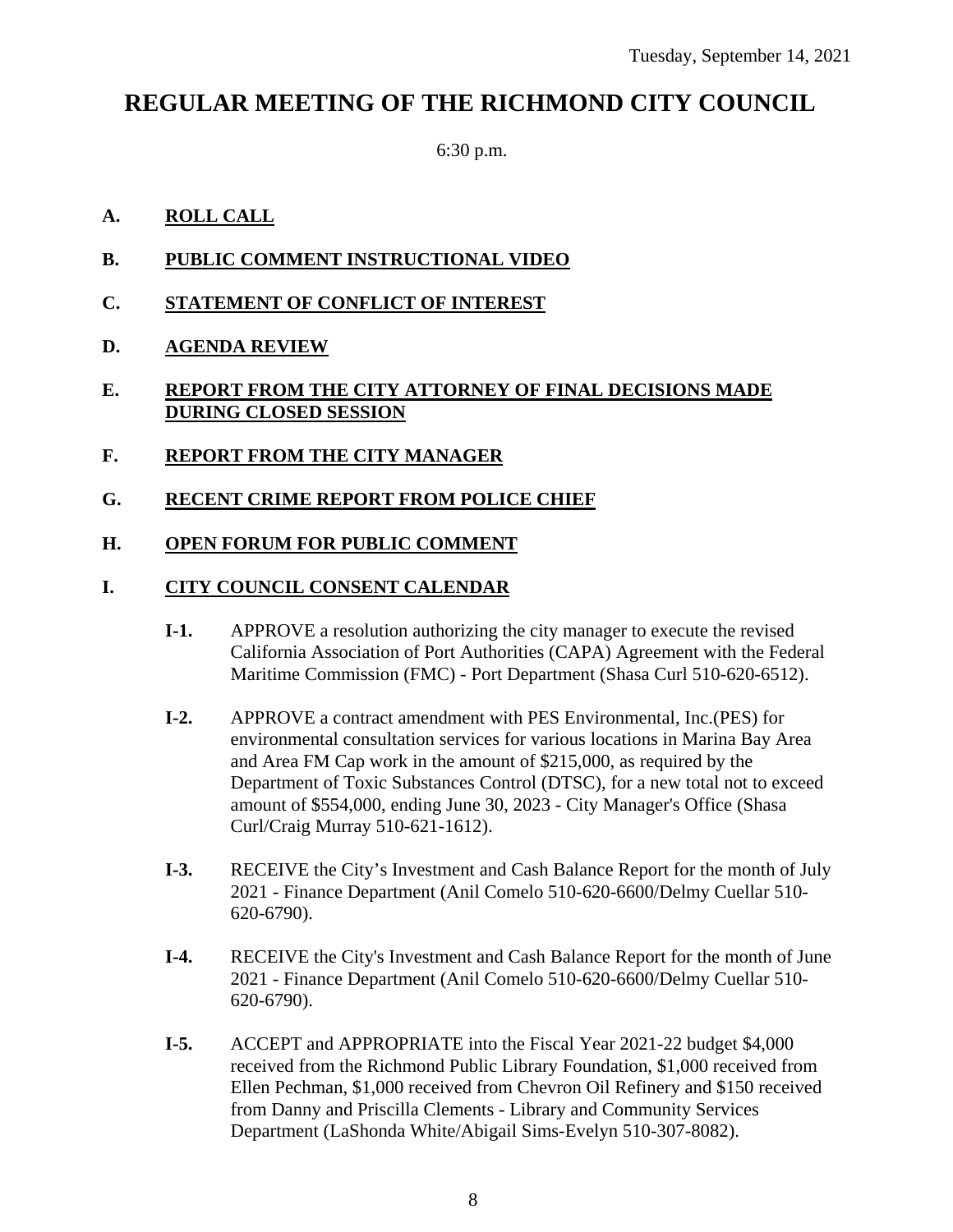Tuesday, September 14, 2021

# REGULAR MEETING OF THE RICHMOND CITY COUNCIL

6:30 p.m.

**A. ROLL CALL**

**B. PUBLIC COMMENT INSTRUCTIONAL VIDEO**

**C. STATEMENT OF CONFLICT OF INTEREST**

**D. AGENDA REVIEW**

**E. REPORT FROM THE CITY ATTORNEY OF FINAL DECISIONS MADE DURING CLOSED SESSION**

**F. REPORT FROM THE CITY MANAGER**

**G. RECENT CRIME REPORT FROM POLICE CHIEF**

**H. OPEN FORUM FOR PUBLIC COMMENT**

**I. CITY COUNCIL CONSENT CALENDAR**

**I-1.** APPROVE a resolution authorizing the city manager to execute the revised California Association of Port Authorities (CAPA) Agreement with the Federal Maritime Commission (FMC) - Port Department (Shasa Curl 510-620-6512).

**I-2.** APPROVE a contract amendment with PES Environmental, Inc.(PES) for environmental consultation services for various locations in Marina Bay Area and Area FM Cap work in the amount of $215,000, as required by the Department of Toxic Substances Control (DTSC), for a new total not to exceed amount of $554,000, ending June 30, 2023 - City Manager's Office (Shasa Curl/Craig Murray 510-621-1612).

**I-3.** RECEIVE the City's Investment and Cash Balance Report for the month of July 2021 - Finance Department (Anil Comelo 510-620-6600/Delmy Cuellar 510-620-6790).

**I-4.** RECEIVE the City's Investment and Cash Balance Report for the month of June 2021 - Finance Department (Anil Comelo 510-620-6600/Delmy Cuellar 510-620-6790).

**I-5.** ACCEPT and APPROPRIATE into the Fiscal Year 2021-22 budget $4,000 received from the Richmond Public Library Foundation, $1,000 received from Ellen Pechman, $1,000 received from Chevron Oil Refinery and $150 received from Danny and Priscilla Clements - Library and Community Services Department (LaShonda White/Abigail Sims-Evelyn 510-307-8082).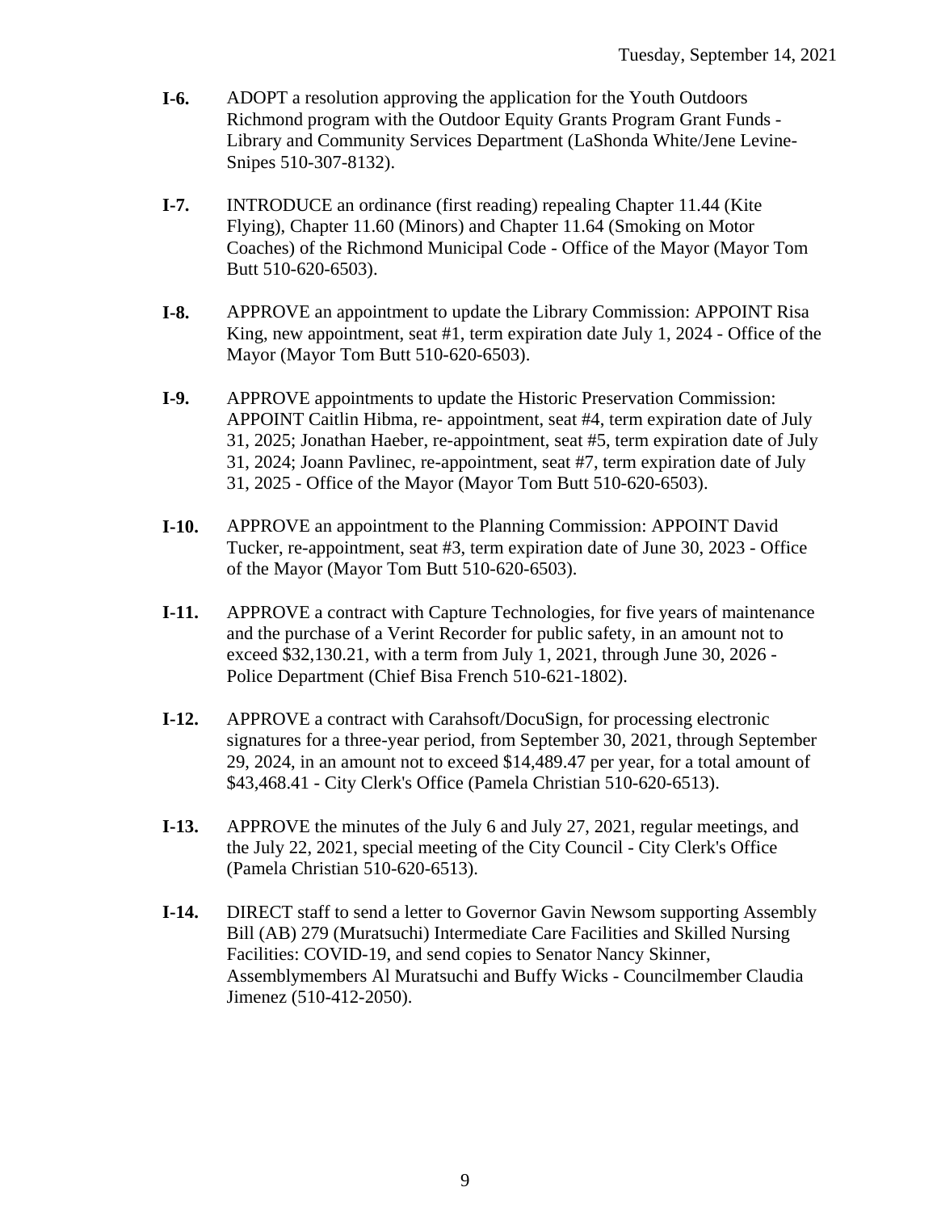**I-6.** ADOPT a resolution approving the application for the Youth Outdoors Richmond program with the Outdoor Equity Grants Program Grant Funds - Library and Community Services Department (LaShonda White/Jene Levine-Snipes 510-307-8132).

**I-7.** INTRODUCE an ordinance (first reading) repealing Chapter 11.44 (Kite Flying), Chapter 11.60 (Minors) and Chapter 11.64 (Smoking on Motor Coaches) of the Richmond Municipal Code - Office of the Mayor (Mayor Tom Butt 510-620-6503).

**I-8.** APPROVE an appointment to update the Library Commission: APPOINT Risa King, new appointment, seat #1, term expiration date July 1, 2024 - Office of the Mayor (Mayor Tom Butt 510-620-6503).

**I-9.** APPROVE appointments to update the Historic Preservation Commission: APPOINT Caitlin Hibma, re- appointment, seat #4, term expiration date of July 31, 2025; Jonathan Haeber, re-appointment, seat #5, term expiration date of July 31, 2024; Joann Pavlinec, re-appointment, seat #7, term expiration date of July 31, 2025 - Office of the Mayor (Mayor Tom Butt 510-620-6503).

**I-10.** APPROVE an appointment to the Planning Commission: APPOINT David Tucker, re-appointment, seat #3, term expiration date of June 30, 2023 - Office of the Mayor (Mayor Tom Butt 510-620-6503).

**I-11.** APPROVE a contract with Capture Technologies, for five years of maintenance and the purchase of a Verint Recorder for public safety, in an amount not to exceed $32,130.21, with a term from July 1, 2021, through June 30, 2026 - Police Department (Chief Bisa French 510-621-1802).

**I-12.** APPROVE a contract with Carahsoft/DocuSign, for processing electronic signatures for a three-year period, from September 30, 2021, through September 29, 2024, in an amount not to exceed $14,489.47 per year, for a total amount of $43,468.41 - City Clerk's Office (Pamela Christian 510-620-6513).

**I-13.** APPROVE the minutes of the July 6 and July 27, 2021, regular meetings, and the July 22, 2021, special meeting of the City Council - City Clerk's Office (Pamela Christian 510-620-6513).

**I-14.** DIRECT staff to send a letter to Governor Gavin Newsom supporting Assembly Bill (AB) 279 (Muratsuchi) Intermediate Care Facilities and Skilled Nursing Facilities: COVID-19, and send copies to Senator Nancy Skinner, Assemblymembers Al Muratsuchi and Buffy Wicks - Councilmember Claudia Jimenez (510-412-2050).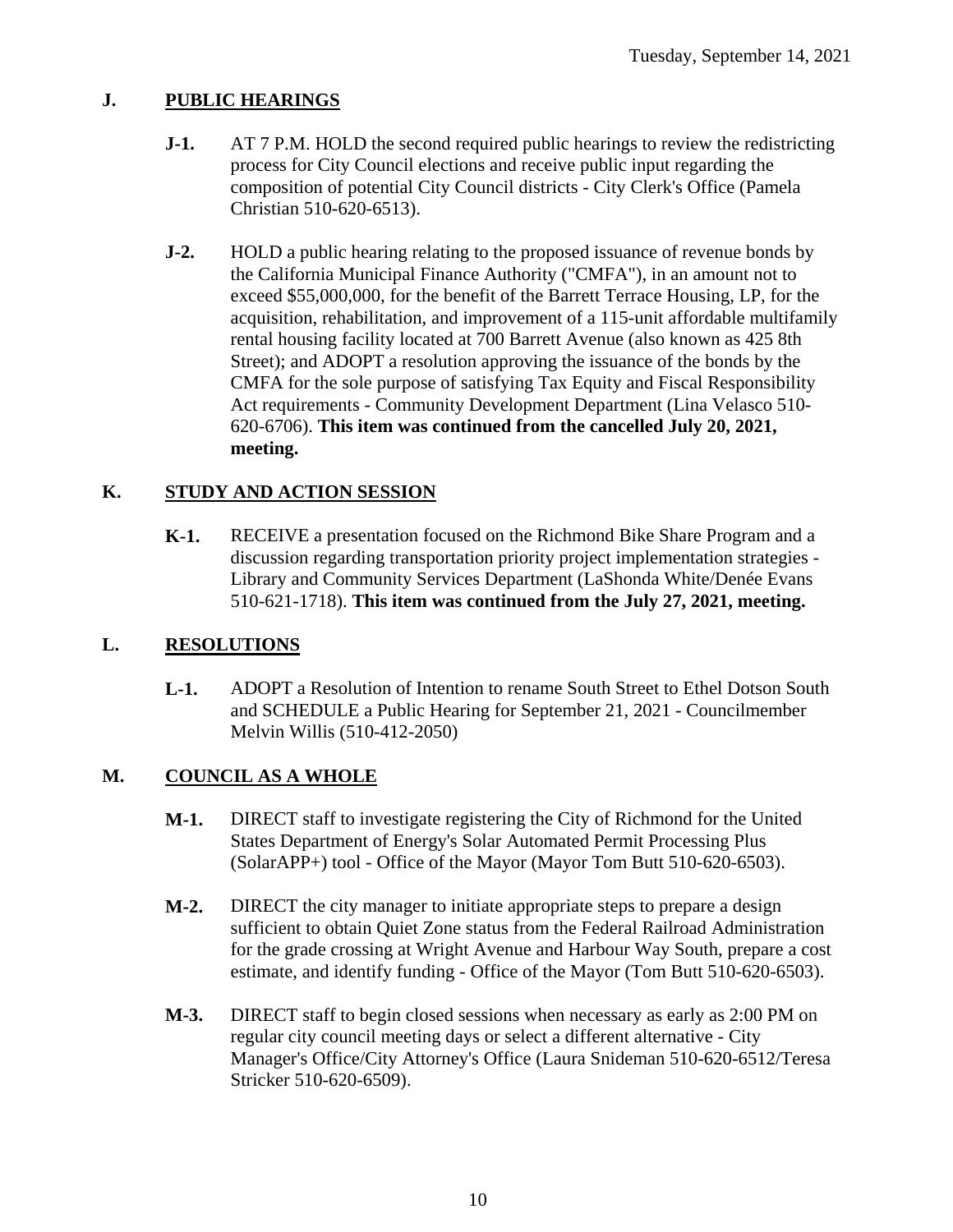## J. PUBLIC HEARINGS

**J-1.** AT 7 P.M. HOLD the second required public hearings to review the redistricting process for City Council elections and receive public input regarding the composition of potential City Council districts - City Clerk's Office (Pamela Christian 510-620-6513).

**J-2.** HOLD a public hearing relating to the proposed issuance of revenue bonds by the California Municipal Finance Authority ("CMFA"), in an amount not to exceed $55,000,000, for the benefit of the Barrett Terrace Housing, LP, for the acquisition, rehabilitation, and improvement of a 115-unit affordable multifamily rental housing facility located at 700 Barrett Avenue (also known as 425 8th Street); and ADOPT a resolution approving the issuance of the bonds by the CMFA for the sole purpose of satisfying Tax Equity and Fiscal Responsibility Act requirements - Community Development Department (Lina Velasco 510-620-6706). **This item was continued from the cancelled July 20, 2021, meeting.**

## K. STUDY AND ACTION SESSION

**K-1.** RECEIVE a presentation focused on the Richmond Bike Share Program and a discussion regarding transportation priority project implementation strategies - Library and Community Services Department (LaShonda White/Denée Evans 510-621-1718). **This item was continued from the July 27, 2021, meeting.**

## L. RESOLUTIONS

**L-1.** ADOPT a Resolution of Intention to rename South Street to Ethel Dotson South and SCHEDULE a Public Hearing for September 21, 2021 - Councilmember Melvin Willis (510-412-2050)

## M. COUNCIL AS A WHOLE

**M-1.** DIRECT staff to investigate registering the City of Richmond for the United States Department of Energy's Solar Automated Permit Processing Plus (SolarAPP+) tool - Office of the Mayor (Mayor Tom Butt 510-620-6503).

**M-2.** DIRECT the city manager to initiate appropriate steps to prepare a design sufficient to obtain Quiet Zone status from the Federal Railroad Administration for the grade crossing at Wright Avenue and Harbour Way South, prepare a cost estimate, and identify funding - Office of the Mayor (Tom Butt 510-620-6503).

**M-3.** DIRECT staff to begin closed sessions when necessary as early as 2:00 PM on regular city council meeting days or select a different alternative - City Manager's Office/City Attorney's Office (Laura Snideman 510-620-6512/Teresa Stricker 510-620-6509).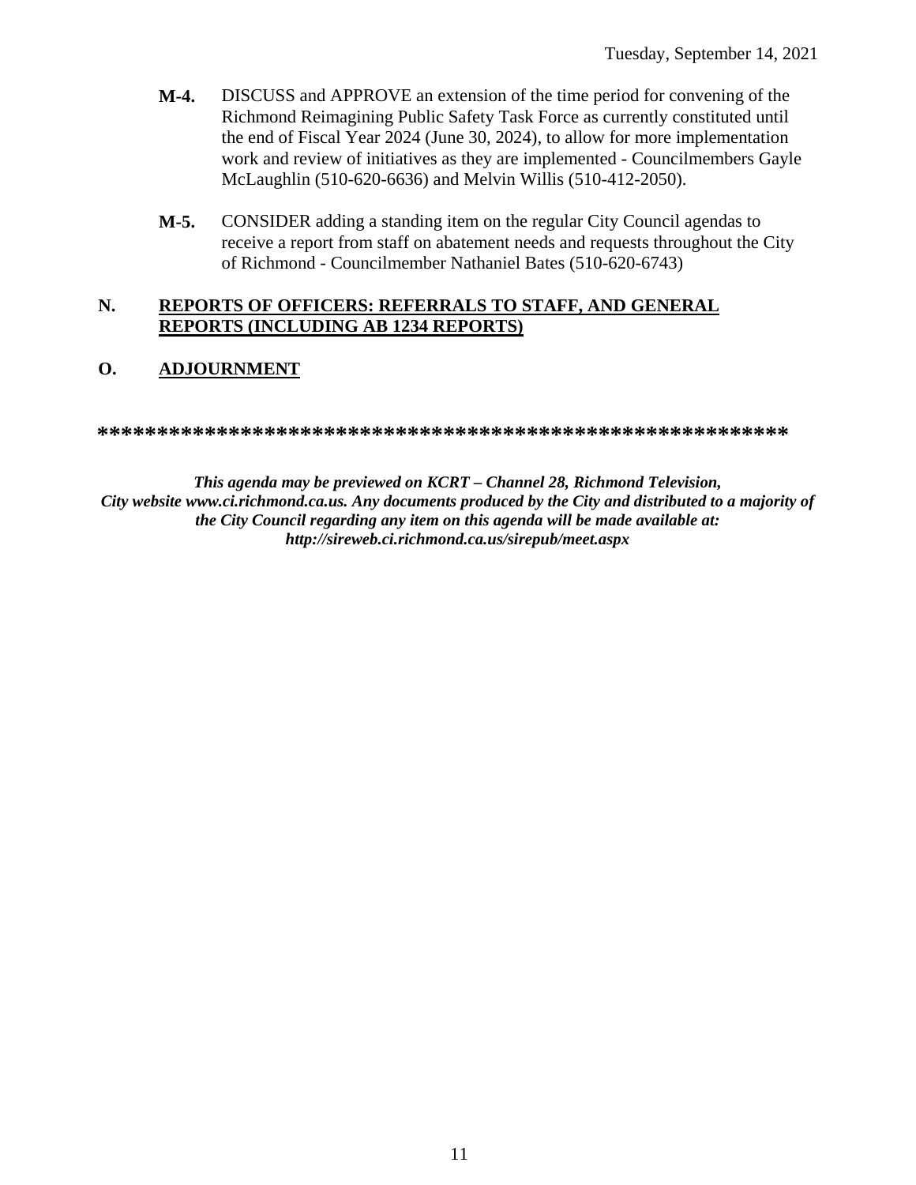**M-4.** DISCUSS and APPROVE an extension of the time period for convening of the Richmond Reimagining Public Safety Task Force as currently constituted until the end of Fiscal Year 2024 (June 30, 2024), to allow for more implementation work and review of initiatives as they are implemented - Councilmembers Gayle McLaughlin (510-620-6636) and Melvin Willis (510-412-2050).

**M-5.** CONSIDER adding a standing item on the regular City Council agendas to receive a report from staff on abatement needs and requests throughout the City of Richmond - Councilmember Nathaniel Bates (510-620-6743)

## N. REPORTS OF OFFICERS: REFERRALS TO STAFF, AND GENERAL REPORTS (INCLUDING AB 1234 REPORTS)

## O. ADJOURNMENT

**\*\*\*\*\*\*\*\*\*\*\*\*\*\*\*\*\*\*\*\*\*\*\*\*\*\*\*\*\*\*\*\*\*\*\*\*\*\*\*\*\*\*\*\*\*\*\*\*\*\*\*\*\*\*\*\*\*\*\*\*\***

***This agenda may be previewed on KCRT – Channel 28, Richmond Television, City website www.ci.richmond.ca.us. Any documents produced by the City and distributed to a majority of the City Council regarding any item on this agenda will be made available at: http://sireweb.ci.richmond.ca.us/sirepub/meet.aspx***